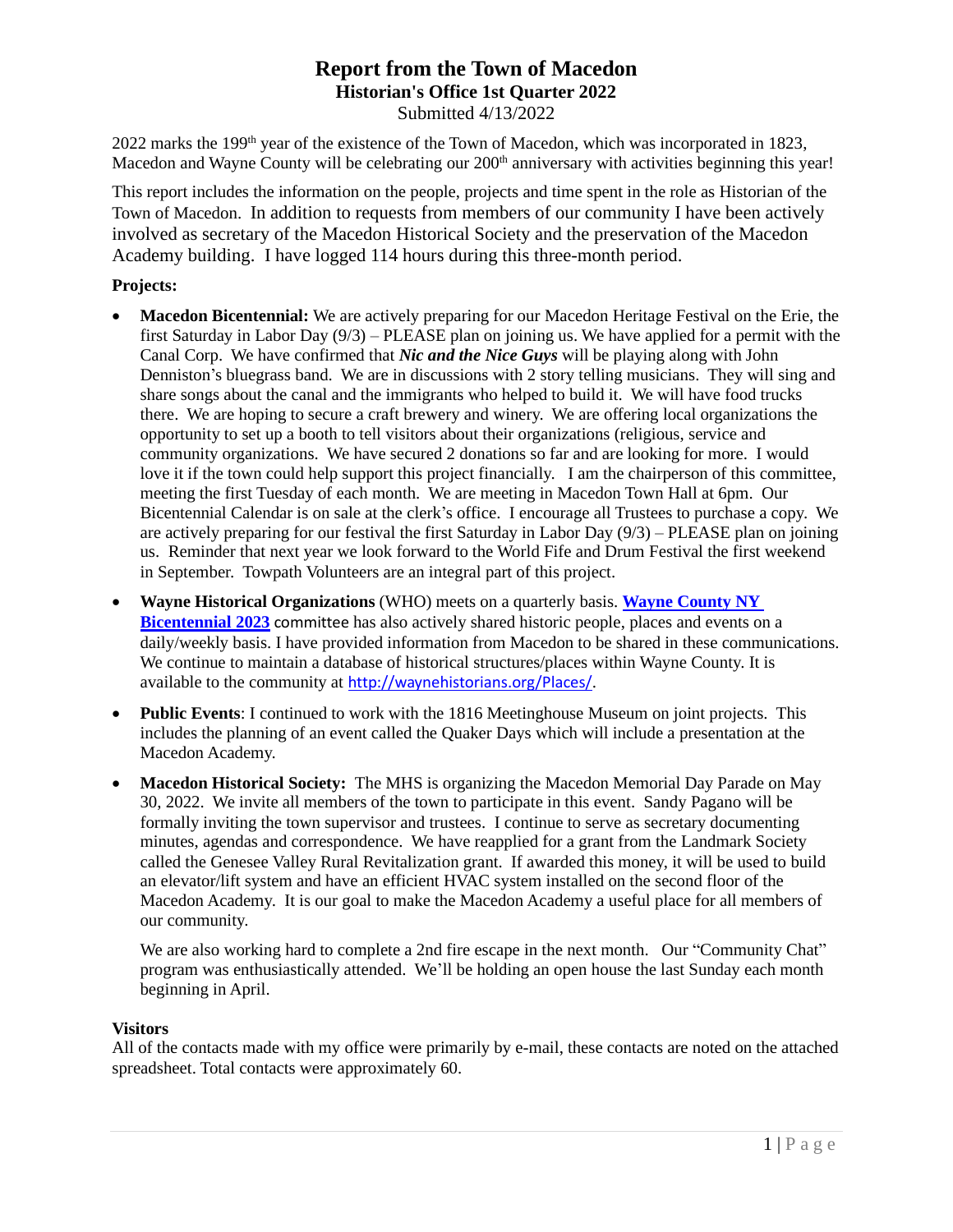# Report from the Town of Macedon

## Historian's Office 1st Quarter 2022

Submitted 4/13/2022

2022 marks the 199th year of the existence of the Town of Macedon, which was incorporated in 1823, Macedon and Wayne County will be celebrating our 200th anniversary with activities beginning this year!

This report includes the information on the people, projects and time spent in the role as Historian of the Town of Macedon. In addition to requests from members of our community I have been actively involved as secretary of the Macedon Historical Society and the preservation of the Macedon Academy building. I have logged 114 hours during this three-month period.

**Projects:**

- **Macedon Bicentennial:** We are actively preparing for our Macedon Heritage Festival on the Erie, the first Saturday in Labor Day (9/3) – PLEASE plan on joining us. We have applied for a permit with the Canal Corp. We have confirmed that ***Nic and the Nice Guys*** will be playing along with John Denniston's bluegrass band. We are in discussions with 2 story telling musicians. They will sing and share songs about the canal and the immigrants who helped to build it. We will have food trucks there. We are hoping to secure a craft brewery and winery. We are offering local organizations the opportunity to set up a booth to tell visitors about their organizations (religious, service and community organizations. We have secured 2 donations so far and are looking for more. I would love it if the town could help support this project financially. I am the chairperson of this committee, meeting the first Tuesday of each month. We are meeting in Macedon Town Hall at 6pm. Our Bicentennial Calendar is on sale at the clerk's office. I encourage all Trustees to purchase a copy. We are actively preparing for our festival the first Saturday in Labor Day (9/3) – PLEASE plan on joining us. Reminder that next year we look forward to the World Fife and Drum Festival the first weekend in September. Towpath Volunteers are an integral part of this project.

- **Wayne Historical Organizations** (WHO) meets on a quarterly basis. **Wayne County NY Bicentennial 2023** committee has also actively shared historic people, places and events on a daily/weekly basis. I have provided information from Macedon to be shared in these communications. We continue to maintain a database of historical structures/places within Wayne County. It is available to the community at http://waynehistorians.org/Places/.

- **Public Events**: I continued to work with the 1816 Meetinghouse Museum on joint projects. This includes the planning of an event called the Quaker Days which will include a presentation at the Macedon Academy.

- **Macedon Historical Society:** The MHS is organizing the Macedon Memorial Day Parade on May 30, 2022. We invite all members of the town to participate in this event. Sandy Pagano will be formally inviting the town supervisor and trustees. I continue to serve as secretary documenting minutes, agendas and correspondence. We have reapplied for a grant from the Landmark Society called the Genesee Valley Rural Revitalization grant. If awarded this money, it will be used to build an elevator/lift system and have an efficient HVAC system installed on the second floor of the Macedon Academy. It is our goal to make the Macedon Academy a useful place for all members of our community.

  We are also working hard to complete a 2nd fire escape in the next month. Our "Community Chat" program was enthusiastically attended. We'll be holding an open house the last Sunday each month beginning in April.

**Visitors**

All of the contacts made with my office were primarily by e-mail, these contacts are noted on the attached spreadsheet. Total contacts were approximately 60.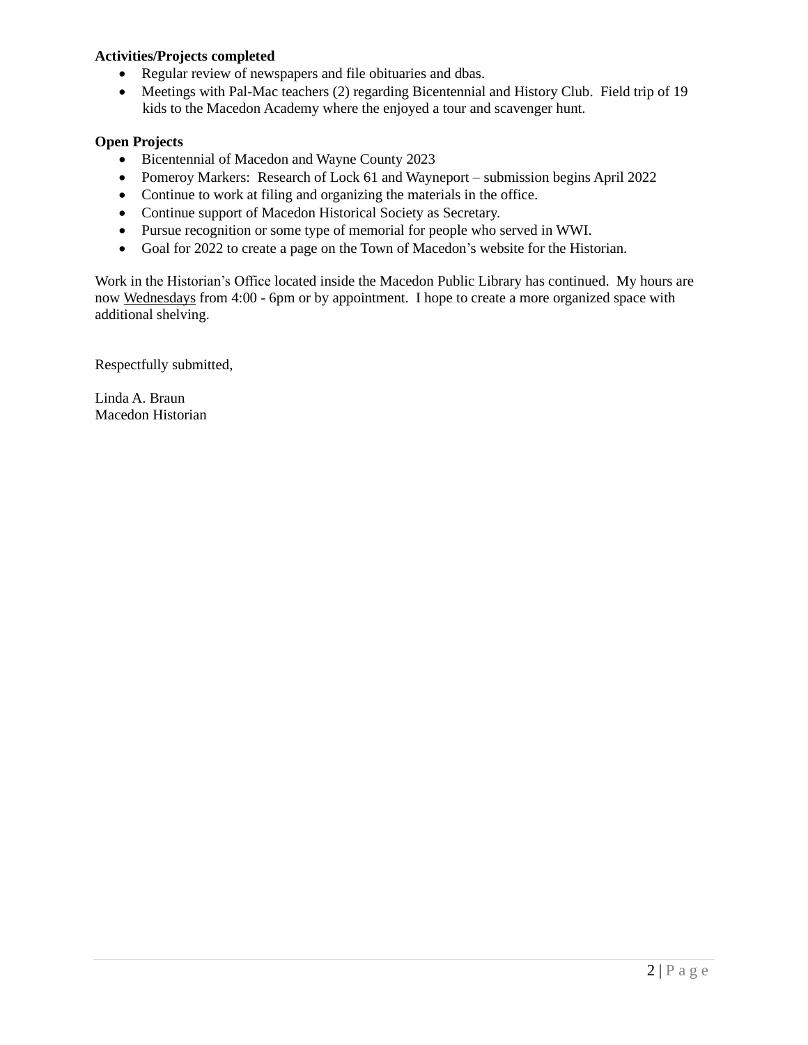**Activities/Projects completed**

- Regular review of newspapers and file obituaries and dbas.
- Meetings with Pal-Mac teachers (2) regarding Bicentennial and History Club. Field trip of 19 kids to the Macedon Academy where the enjoyed a tour and scavenger hunt.

**Open Projects**

- Bicentennial of Macedon and Wayne County 2023
- Pomeroy Markers: Research of Lock 61 and Wayneport – submission begins April 2022
- Continue to work at filing and organizing the materials in the office.
- Continue support of Macedon Historical Society as Secretary.
- Pursue recognition or some type of memorial for people who served in WWI.
- Goal for 2022 to create a page on the Town of Macedon's website for the Historian.

Work in the Historian's Office located inside the Macedon Public Library has continued. My hours are now Wednesdays from 4:00 - 6pm or by appointment. I hope to create a more organized space with additional shelving.

Respectfully submitted,

Linda A. Braun
Macedon Historian